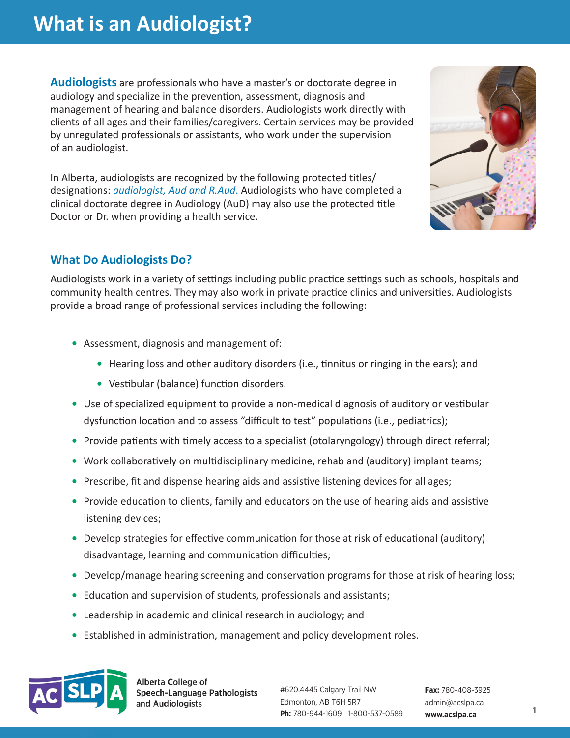# What is an Audiologist?

**Audiologists** are professionals who have a master's or doctorate degree in audiology and specialize in the prevention, assessment, diagnosis and management of hearing and balance disorders. Audiologists work directly with clients of all ages and their families/caregivers. Certain services may be provided by unregulated professionals or assistants, who work under the supervision of an audiologist.

In Alberta, audiologists are recognized by the following protected titles/ designations: *audiologist, Aud and R.Aud*. Audiologists who have completed a clinical doctorate degree in Audiology (AuD) may also use the protected title Doctor or Dr. when providing a health service.

## What Do Audiologists Do?

Audiologists work in a variety of settings including public practice settings such as schools, hospitals and community health centres. They may also work in private practice clinics and universities. Audiologists provide a broad range of professional services including the following:

- Assessment, diagnosis and management of:
  - Hearing loss and other auditory disorders (i.e., tinnitus or ringing in the ears); and
  - Vestibular (balance) function disorders.
- Use of specialized equipment to provide a non-medical diagnosis of auditory or vestibular dysfunction location and to assess "difficult to test" populations (i.e., pediatrics);
- Provide patients with timely access to a specialist (otolaryngology) through direct referral;
- Work collaboratively on multidisciplinary medicine, rehab and (auditory) implant teams;
- Prescribe, fit and dispense hearing aids and assistive listening devices for all ages;
- Provide education to clients, family and educators on the use of hearing aids and assistive listening devices;
- Develop strategies for effective communication for those at risk of educational (auditory) disadvantage, learning and communication difficulties;
- Develop/manage hearing screening and conservation programs for those at risk of hearing loss;
- Education and supervision of students, professionals and assistants;
- Leadership in academic and clinical research in audiology; and
- Established in administration, management and policy development roles.

Alberta College of Speech-Language Pathologists and Audiologists

#620,4445 Calgary Trail NW
Edmonton, AB T6H 5R7
**Ph:** 780-944-1609 1-800-537-0589

**Fax:** 780-408-3925
admin@acslpa.ca
**www.acslpa.ca**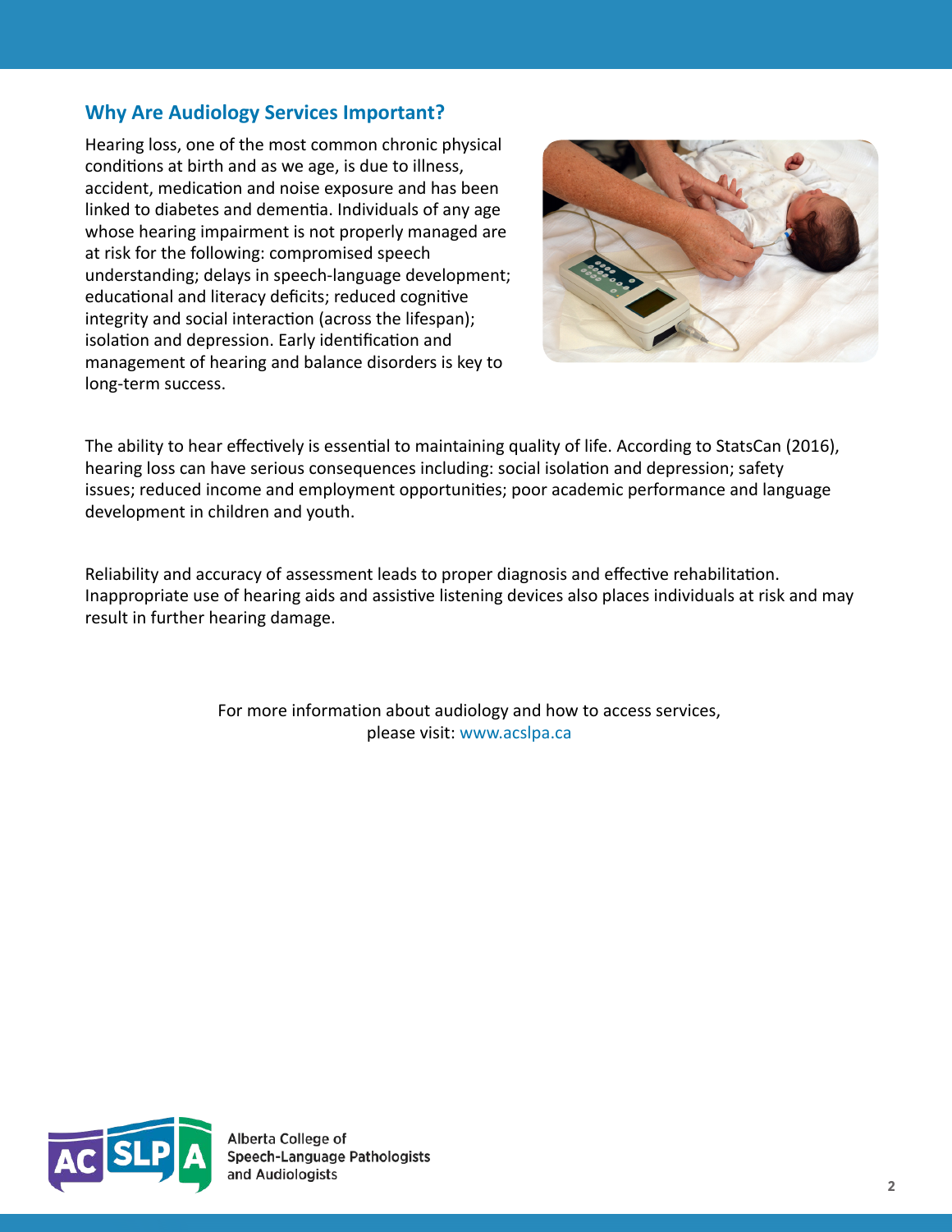## Why Are Audiology Services Important?

Hearing loss, one of the most common chronic physical conditions at birth and as we age, is due to illness, accident, medication and noise exposure and has been linked to diabetes and dementia. Individuals of any age whose hearing impairment is not properly managed are at risk for the following: compromised speech understanding; delays in speech-language development; educational and literacy deficits; reduced cognitive integrity and social interaction (across the lifespan); isolation and depression. Early identification and management of hearing and balance disorders is key to long-term success.

The ability to hear effectively is essential to maintaining quality of life. According to StatsCan (2016), hearing loss can have serious consequences including: social isolation and depression; safety issues; reduced income and employment opportunities; poor academic performance and language development in children and youth.

Reliability and accuracy of assessment leads to proper diagnosis and effective rehabilitation. Inappropriate use of hearing aids and assistive listening devices also places individuals at risk and may result in further hearing damage.

For more information about audiology and how to access services, please visit: www.acslpa.ca

Alberta College of Speech-Language Pathologists and Audiologists